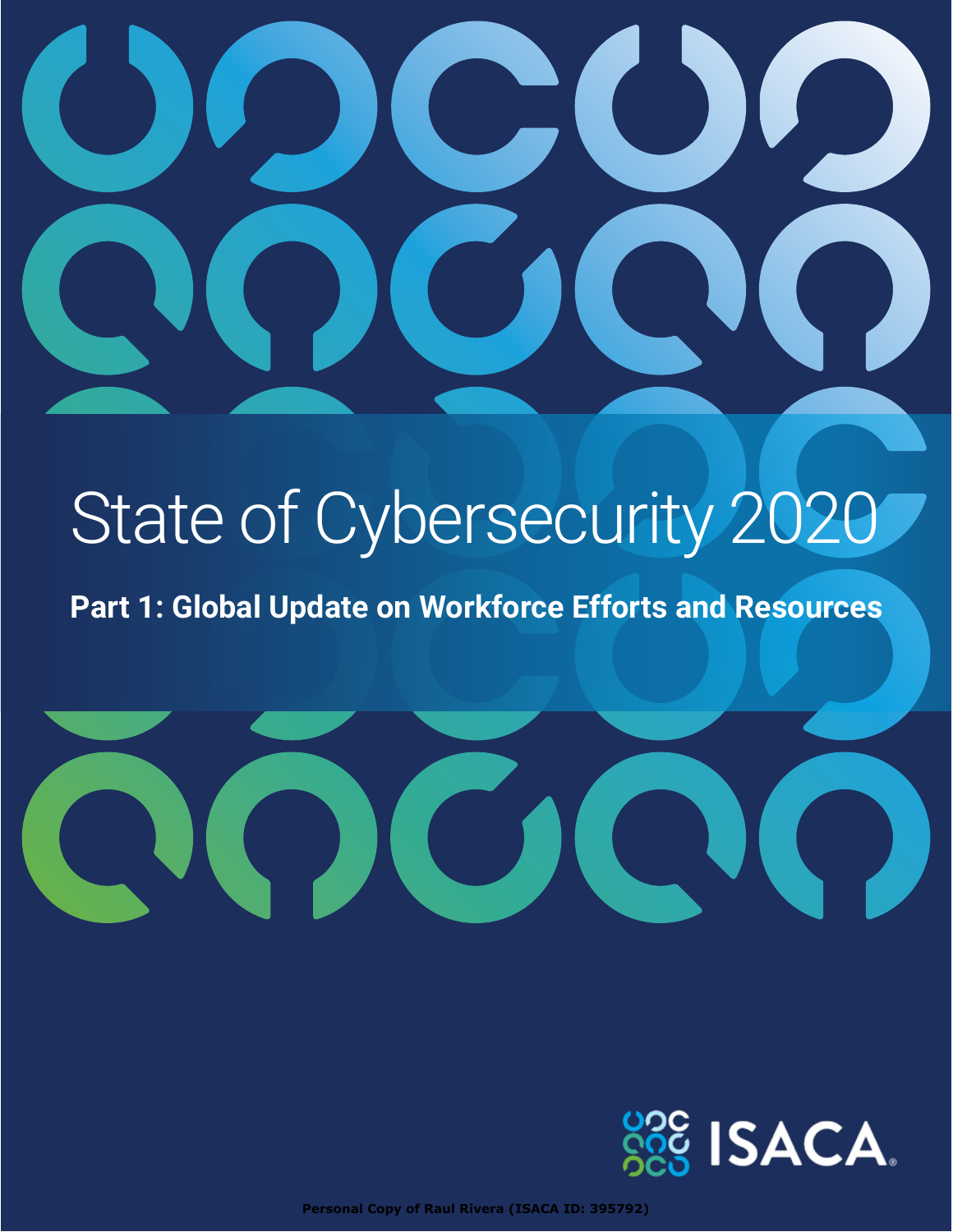# State of Cybersecurity 2020

## Part 1: Global Update on Workforce Efforts and Resources

ISACA

Personal Copy of Raul Rivera (ISACA ID: 395792)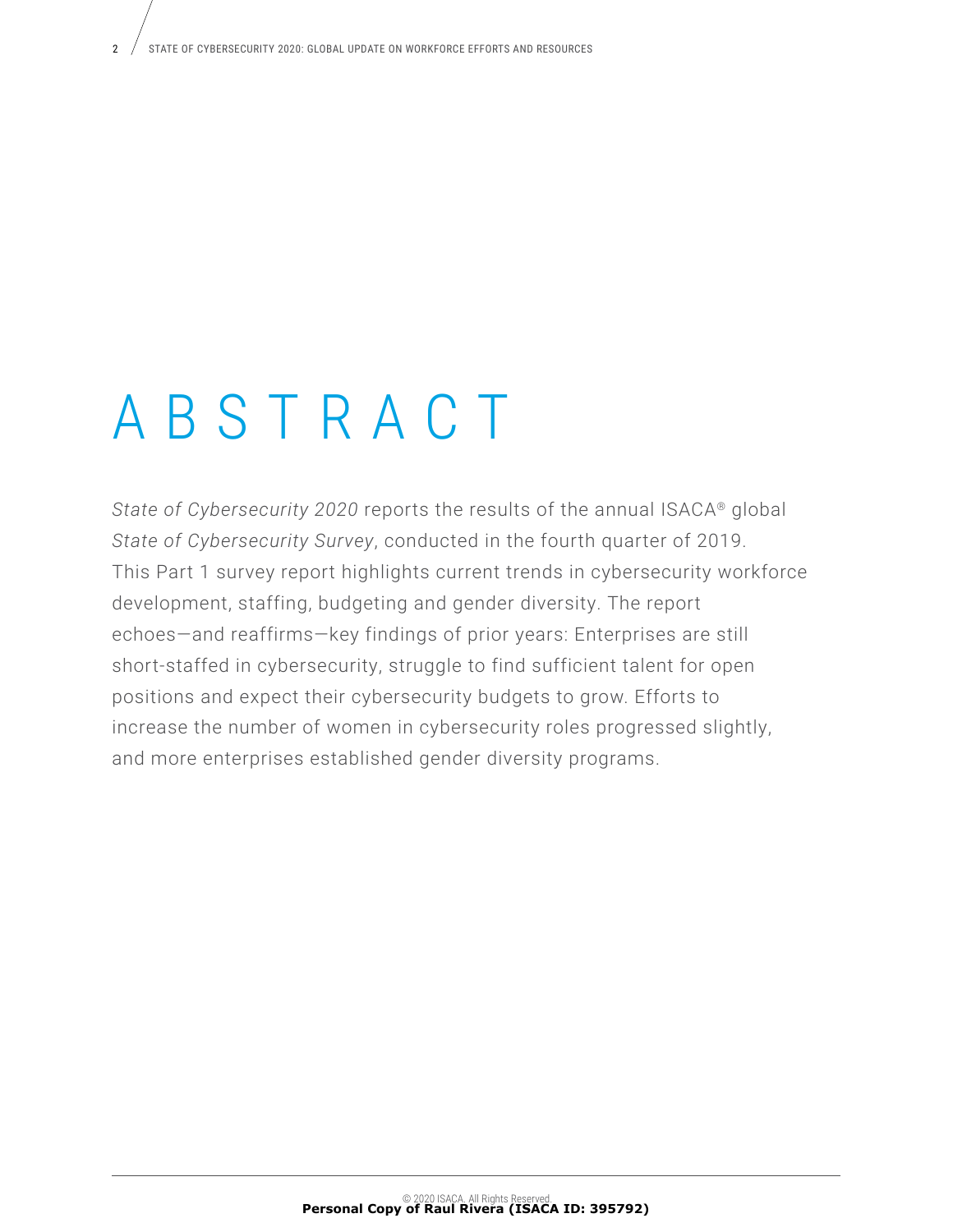# ABSTRACT

*State of Cybersecurity 2020* reports the results of the annual ISACA® global *State of Cybersecurity Survey*, conducted in the fourth quarter of 2019. This Part 1 survey report highlights current trends in cybersecurity workforce development, staffing, budgeting and gender diversity. The report echoes—and reaffirms—key findings of prior years: Enterprises are still short-staffed in cybersecurity, struggle to find sufficient talent for open positions and expect their cybersecurity budgets to grow. Efforts to increase the number of women in cybersecurity roles progressed slightly, and more enterprises established gender diversity programs.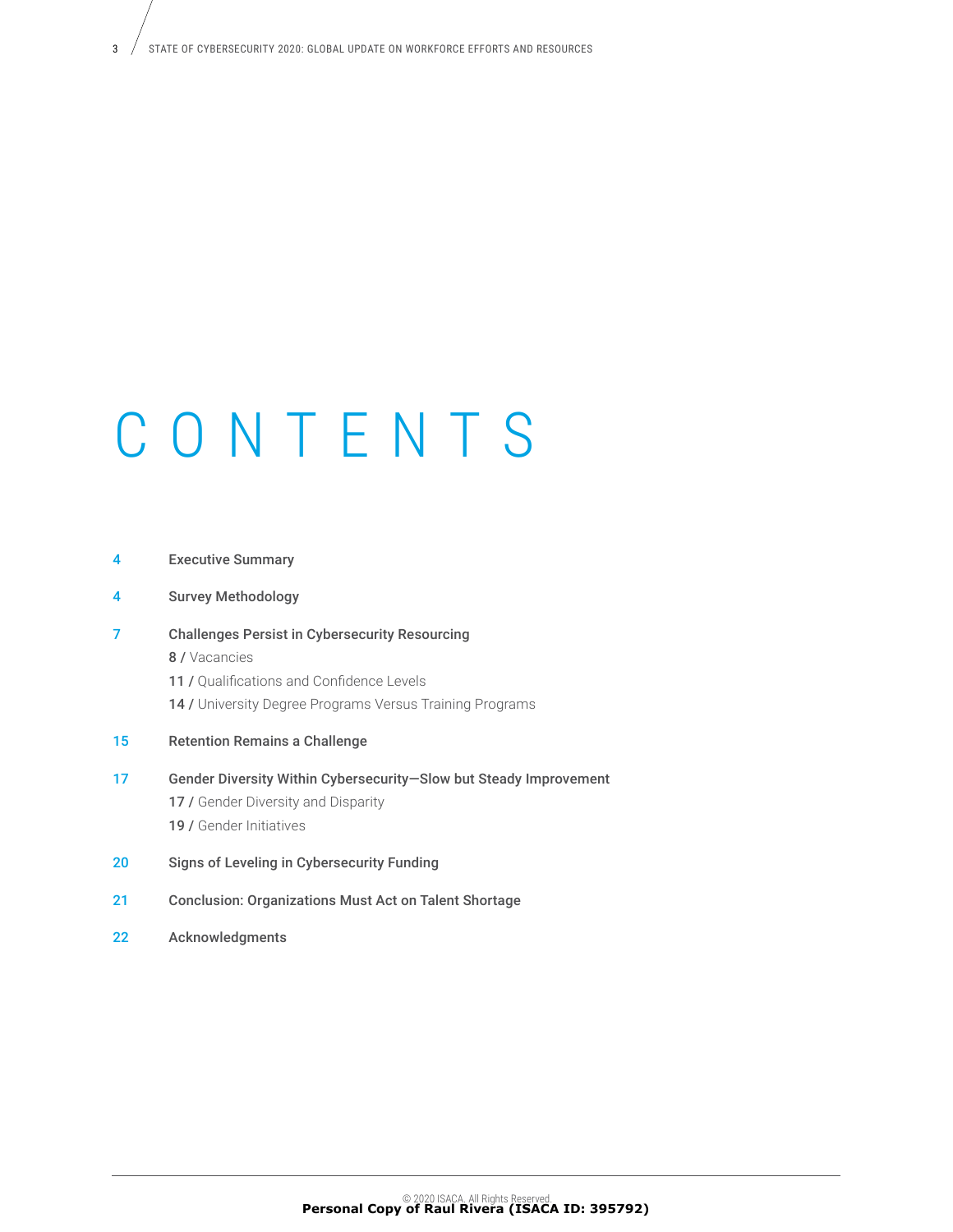# CONTENTS

4 **Executive Summary**

4 **Survey Methodology**

7 **Challenges Persist in Cybersecurity Resourcing**

- **8 /** Vacancies
- **11 /** Qualifications and Confidence Levels
- **14 /** University Degree Programs Versus Training Programs

15 **Retention Remains a Challenge**

17 **Gender Diversity Within Cybersecurity—Slow but Steady Improvement**

- **17 /** Gender Diversity and Disparity
- **19 /** Gender Initiatives

20 **Signs of Leveling in Cybersecurity Funding**

21 **Conclusion: Organizations Must Act on Talent Shortage**

22 **Acknowledgments**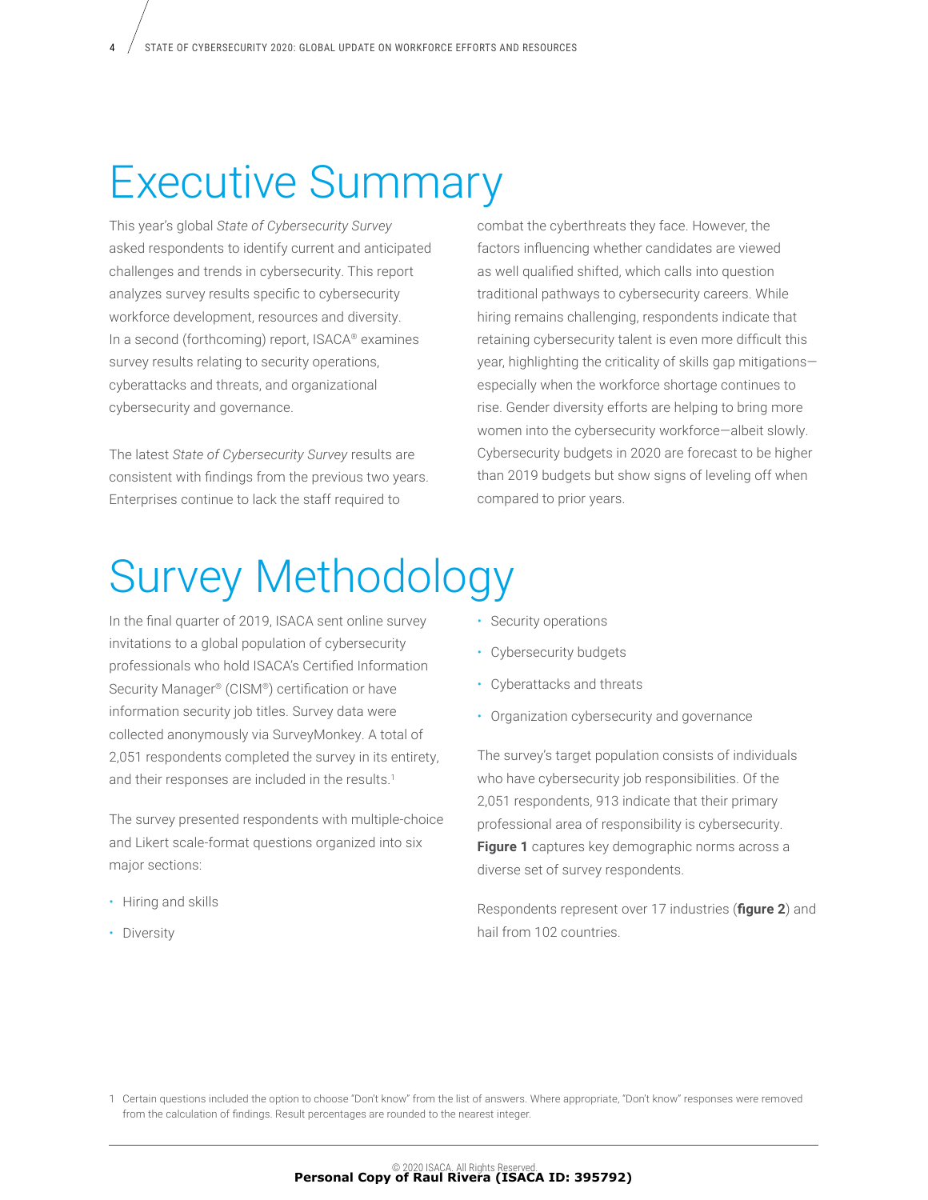# Executive Summary

This year's global *State of Cybersecurity Survey* asked respondents to identify current and anticipated challenges and trends in cybersecurity. This report analyzes survey results specific to cybersecurity workforce development, resources and diversity. In a second (forthcoming) report, ISACA® examines survey results relating to security operations, cyberattacks and threats, and organizational cybersecurity and governance.

The latest *State of Cybersecurity Survey* results are consistent with findings from the previous two years. Enterprises continue to lack the staff required to combat the cyberthreats they face. However, the factors influencing whether candidates are viewed as well qualified shifted, which calls into question traditional pathways to cybersecurity careers. While hiring remains challenging, respondents indicate that retaining cybersecurity talent is even more difficult this year, highlighting the criticality of skills gap mitigations—especially when the workforce shortage continues to rise. Gender diversity efforts are helping to bring more women into the cybersecurity workforce—albeit slowly. Cybersecurity budgets in 2020 are forecast to be higher than 2019 budgets but show signs of leveling off when compared to prior years.

# Survey Methodology

In the final quarter of 2019, ISACA sent online survey invitations to a global population of cybersecurity professionals who hold ISACA's Certified Information Security Manager® (CISM®) certification or have information security job titles. Survey data were collected anonymously via SurveyMonkey. A total of 2,051 respondents completed the survey in its entirety, and their responses are included in the results.[1]

The survey presented respondents with multiple-choice and Likert scale-format questions organized into six major sections:

- Hiring and skills
- Diversity
- Security operations
- Cybersecurity budgets
- Cyberattacks and threats
- Organization cybersecurity and governance

The survey's target population consists of individuals who have cybersecurity job responsibilities. Of the 2,051 respondents, 913 indicate that their primary professional area of responsibility is cybersecurity. **Figure 1** captures key demographic norms across a diverse set of survey respondents.

Respondents represent over 17 industries (**figure 2**) and hail from 102 countries.

1 Certain questions included the option to choose "Don't know" from the list of answers. Where appropriate, "Don't know" responses were removed from the calculation of findings. Result percentages are rounded to the nearest integer.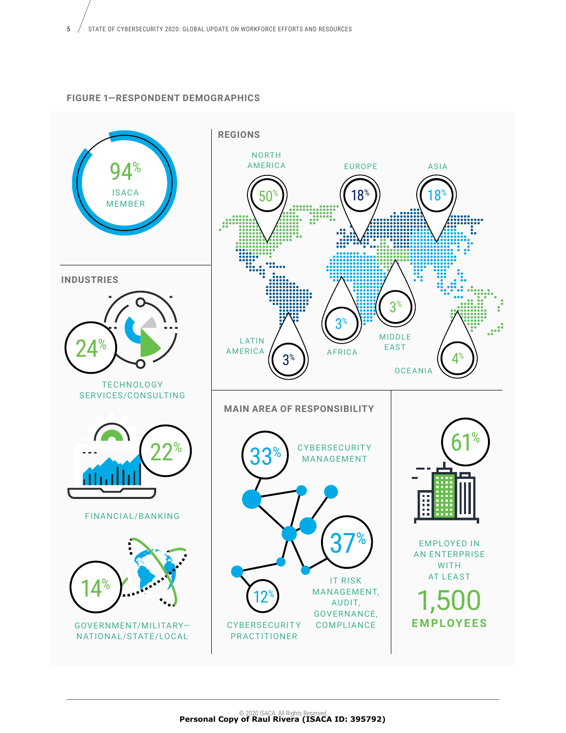## FIGURE 1—RESPONDENT DEMOGRAPHICS

94% ISACA MEMBER

### INDUSTRIES

24% TECHNOLOGY SERVICES/CONSULTING

22% FINANCIAL/BANKING

14% GOVERNMENT/MILITARY—NATIONAL/STATE/LOCAL

### REGIONS

NORTH AMERICA 50%

EUROPE 18%

ASIA 18%

LATIN AMERICA 3%

AFRICA 3%

MIDDLE EAST 3%

OCEANIA 4%

### MAIN AREA OF RESPONSIBILITY

33% CYBERSECURITY MANAGEMENT

37% IT RISK MANAGEMENT, AUDIT, GOVERNANCE, COMPLIANCE

12% CYBERSECURITY PRACTITIONER

61% EMPLOYED IN AN ENTERPRISE WITH AT LEAST 1,500 EMPLOYEES

© 2020 ISACA. All Rights Reserved.

**Personal Copy of Raul Rivera (ISACA ID: 395792)**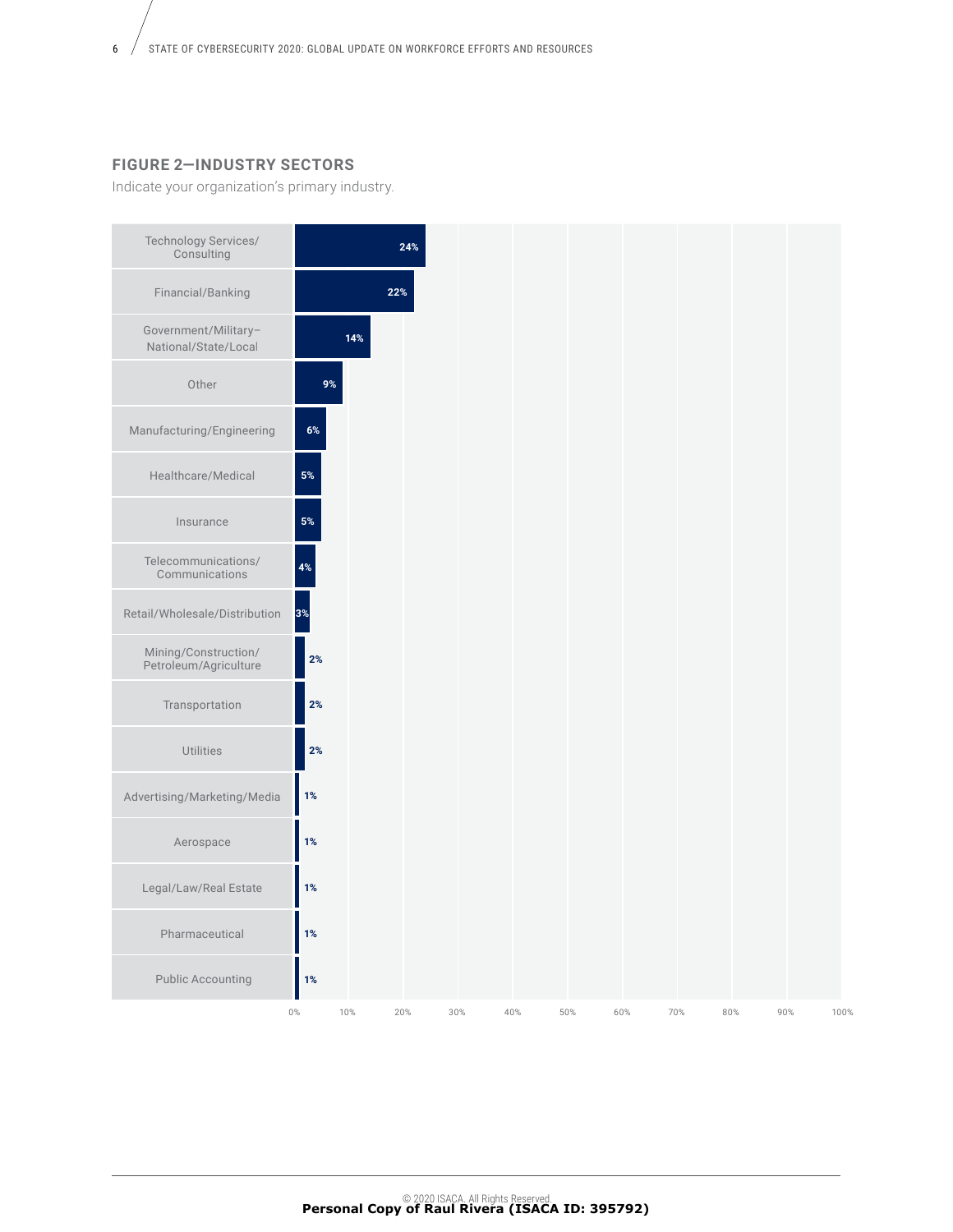**FIGURE 2—INDUSTRY SECTORS**

Indicate your organization's primary industry.

| Industry | Percentage |
| --- | --- |
| Technology Services/Consulting | 24% |
| Financial/Banking | 22% |
| Government/Military–National/State/Local | 14% |
| Other | 9% |
| Manufacturing/Engineering | 6% |
| Healthcare/Medical | 5% |
| Insurance | 5% |
| Telecommunications/Communications | 4% |
| Retail/Wholesale/Distribution | 3% |
| Mining/Construction/Petroleum/Agriculture | 2% |
| Transportation | 2% |
| Utilities | 2% |
| Advertising/Marketing/Media | 1% |
| Aerospace | 1% |
| Legal/Law/Real Estate | 1% |
| Pharmaceutical | 1% |
| Public Accounting | 1% |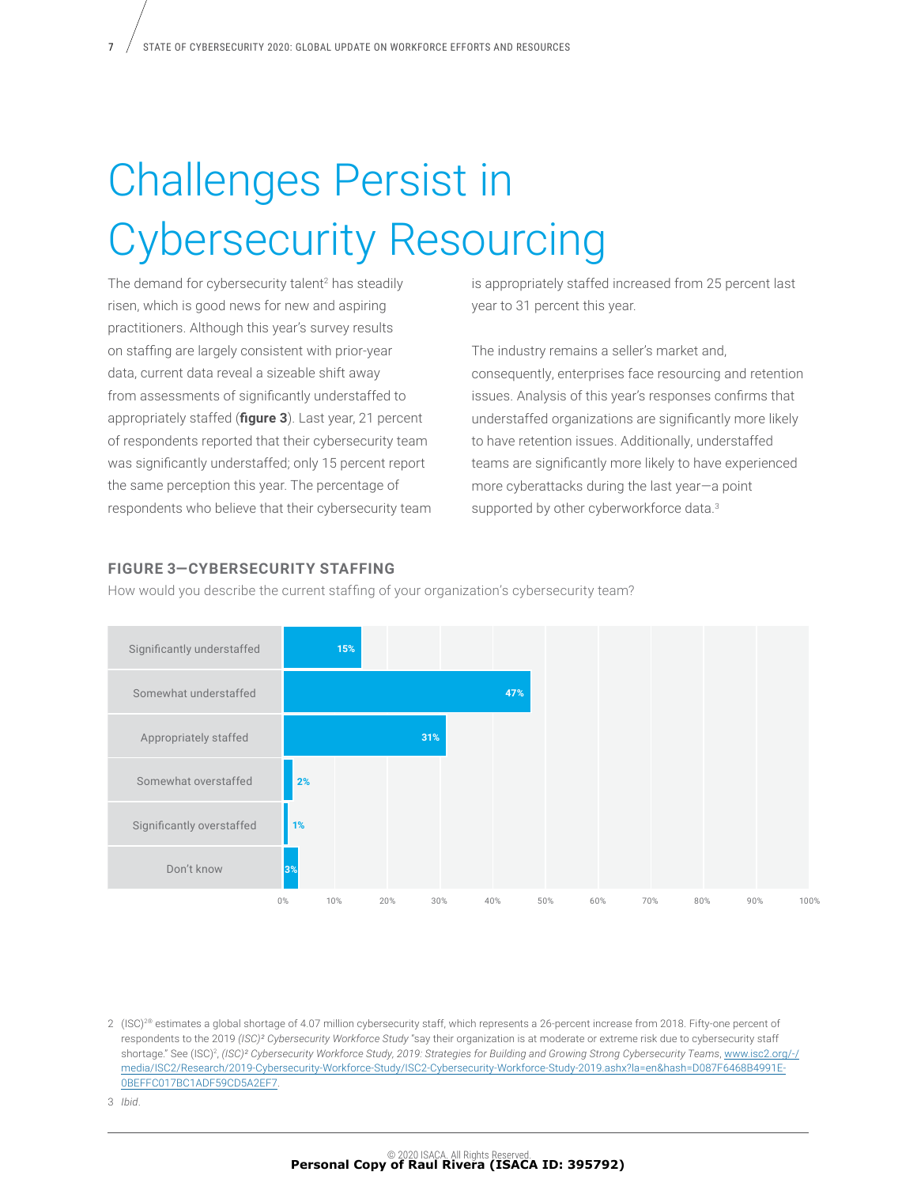# Challenges Persist in Cybersecurity Resourcing

The demand for cybersecurity talent[2] has steadily risen, which is good news for new and aspiring practitioners. Although this year's survey results on staffing are largely consistent with prior-year data, current data reveal a sizeable shift away from assessments of significantly understaffed to appropriately staffed (**figure 3**). Last year, 21 percent of respondents reported that their cybersecurity team was significantly understaffed; only 15 percent report the same perception this year. The percentage of respondents who believe that their cybersecurity team is appropriately staffed increased from 25 percent last year to 31 percent this year.

The industry remains a seller's market and, consequently, enterprises face resourcing and retention issues. Analysis of this year's responses confirms that understaffed organizations are significantly more likely to have retention issues. Additionally, understaffed teams are significantly more likely to have experienced more cyberattacks during the last year—a point supported by other cyberworkforce data.[3]

**FIGURE 3—CYBERSECURITY STAFFING**

How would you describe the current staffing of your organization's cybersecurity team?

| Response | Percentage |
|---|---|
| Significantly understaffed | 15% |
| Somewhat understaffed | 47% |
| Appropriately staffed | 31% |
| Somewhat overstaffed | 2% |
| Significantly overstaffed | 1% |
| Don't know | 3% |

2 (ISC)²® estimates a global shortage of 4.07 million cybersecurity staff, which represents a 26-percent increase from 2018. Fifty-one percent of respondents to the 2019 *(ISC)² Cybersecurity Workforce Study* "say their organization is at moderate or extreme risk due to cybersecurity staff shortage." See (ISC)², *(ISC)² Cybersecurity Workforce Study, 2019: Strategies for Building and Growing Strong Cybersecurity Teams*, www.isc2.org/-/media/ISC2/Research/2019-Cybersecurity-Workforce-Study/ISC2-Cybersecurity-Workforce-Study-2019.ashx?la=en&hash=D087F6468B4991E0BEFFC017BC1ADF59CD5A2EF7.

3 *Ibid*.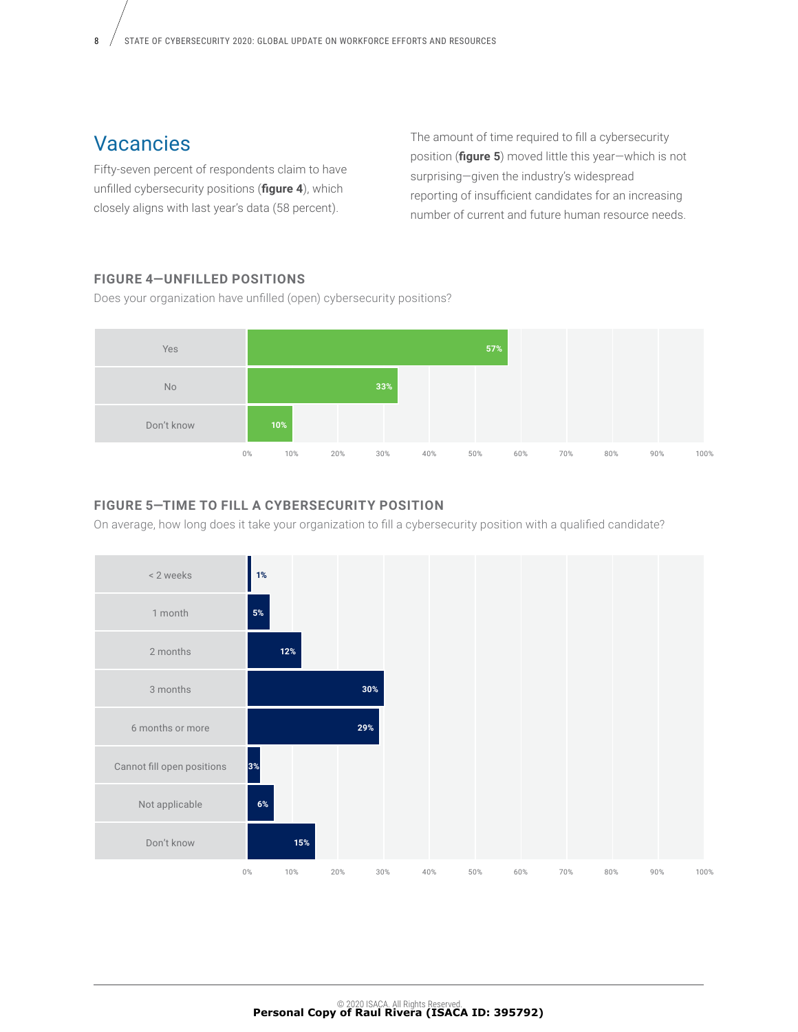## Vacancies

Fifty-seven percent of respondents claim to have unfilled cybersecurity positions (**figure 4**), which closely aligns with last year's data (58 percent).

The amount of time required to fill a cybersecurity position (**figure 5**) moved little this year—which is not surprising—given the industry's widespread reporting of insufficient candidates for an increasing number of current and future human resource needs.

### FIGURE 4—UNFILLED POSITIONS

Does your organization have unfilled (open) cybersecurity positions?

| Response | Percent |
|---|---|
| Yes | 57% |
| No | 33% |
| Don't know | 10% |

### FIGURE 5—TIME TO FILL A CYBERSECURITY POSITION

On average, how long does it take your organization to fill a cybersecurity position with a qualified candidate?

| Response | Percent |
|---|---|
| < 2 weeks | 1% |
| 1 month | 5% |
| 2 months | 12% |
| 3 months | 30% |
| 6 months or more | 29% |
| Cannot fill open positions | 3% |
| Not applicable | 6% |
| Don't know | 15% |

© 2020 ISACA. All Rights Reserved.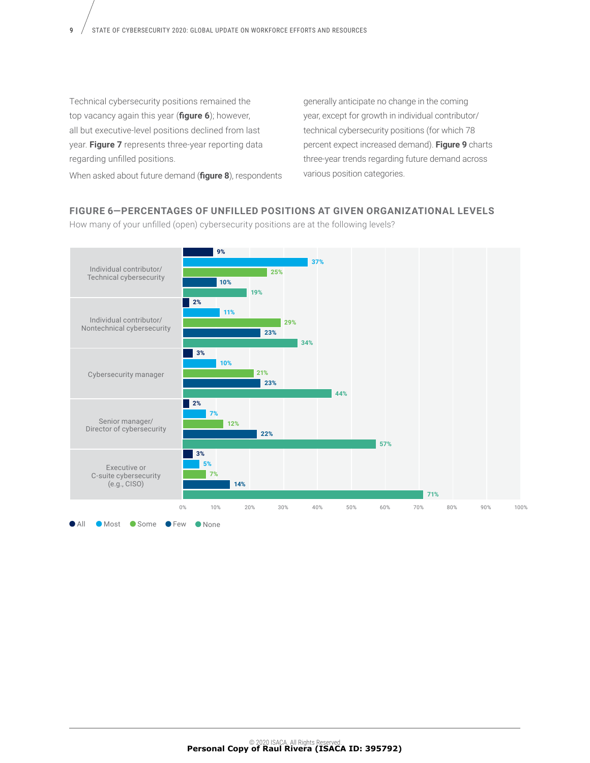Technical cybersecurity positions remained the top vacancy again this year (**figure 6**); however, all but executive-level positions declined from last year. **Figure 7** represents three-year reporting data regarding unfilled positions.

When asked about future demand (**figure 8**), respondents generally anticipate no change in the coming year, except for growth in individual contributor/technical cybersecurity positions (for which 78 percent expect increased demand). **Figure 9** charts three-year trends regarding future demand across various position categories.

### FIGURE 6—PERCENTAGES OF UNFILLED POSITIONS AT GIVEN ORGANIZATIONAL LEVELS

How many of your unfilled (open) cybersecurity positions are at the following levels?

| | All | Most | Some | Few | None |
|---|---|---|---|---|---|
| Individual contributor/ Technical cybersecurity | 9% | 37% | 25% | 10% | 19% |
| Individual contributor/ Nontechnical cybersecurity | 2% | 11% | 29% | 23% | 34% |
| Cybersecurity manager | 3% | 10% | 21% | 23% | 44% |
| Senior manager/ Director of cybersecurity | 2% | 7% | 12% | 22% | 57% |
| Executive or C-suite cybersecurity (e.g., CISO) | 3% | 5% | 7% | 14% | 71% |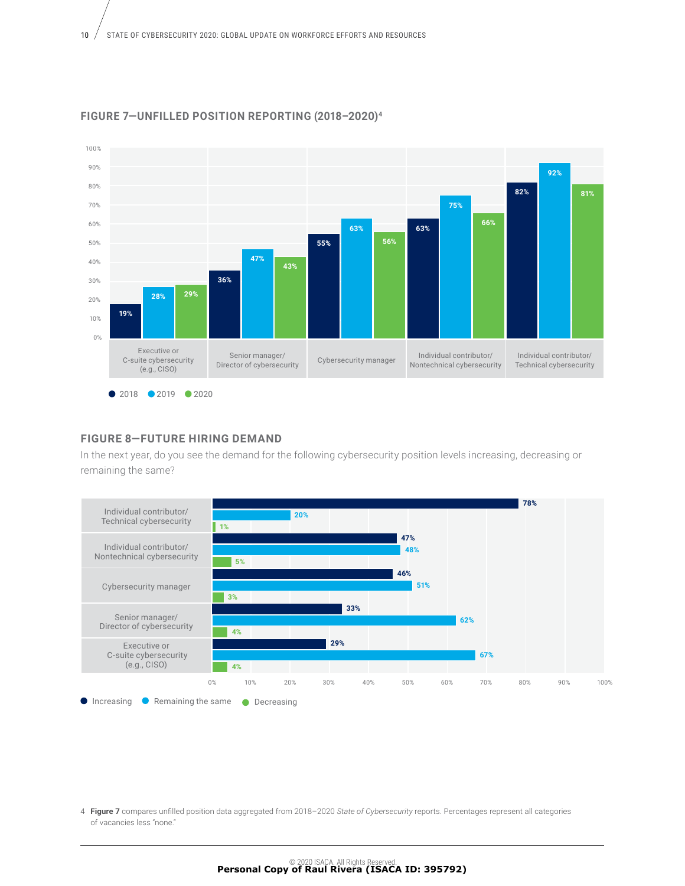## FIGURE 7—UNFILLED POSITION REPORTING (2018–2020)[4]

| Position | 2018 | 2019 | 2020 |
|---|---|---|---|
| Executive or C-suite cybersecurity (e.g., CISO) | 19% | 28% | 29% |
| Senior manager/ Director of cybersecurity | 36% | 47% | 43% |
| Cybersecurity manager | 55% | 63% | 56% |
| Individual contributor/ Nontechnical cybersecurity | 63% | 75% | 66% |
| Individual contributor/ Technical cybersecurity | 82% | 92% | 81% |

## FIGURE 8—FUTURE HIRING DEMAND

In the next year, do you see the demand for the following cybersecurity position levels increasing, decreasing or remaining the same?

| Position | Increasing | Remaining the same | Decreasing |
|---|---|---|---|
| Individual contributor/ Technical cybersecurity | 78% | 20% | 1% |
| Individual contributor/ Nontechnical cybersecurity | 47% | 48% | 5% |
| Cybersecurity manager | 46% | 51% | 3% |
| Senior manager/ Director of cybersecurity | 33% | 62% | 4% |
| Executive or C-suite cybersecurity (e.g., CISO) | 29% | 67% | 4% |

4 **Figure 7** compares unfilled position data aggregated from 2018–2020 *State of Cybersecurity* reports. Percentages represent all categories of vacancies less "none."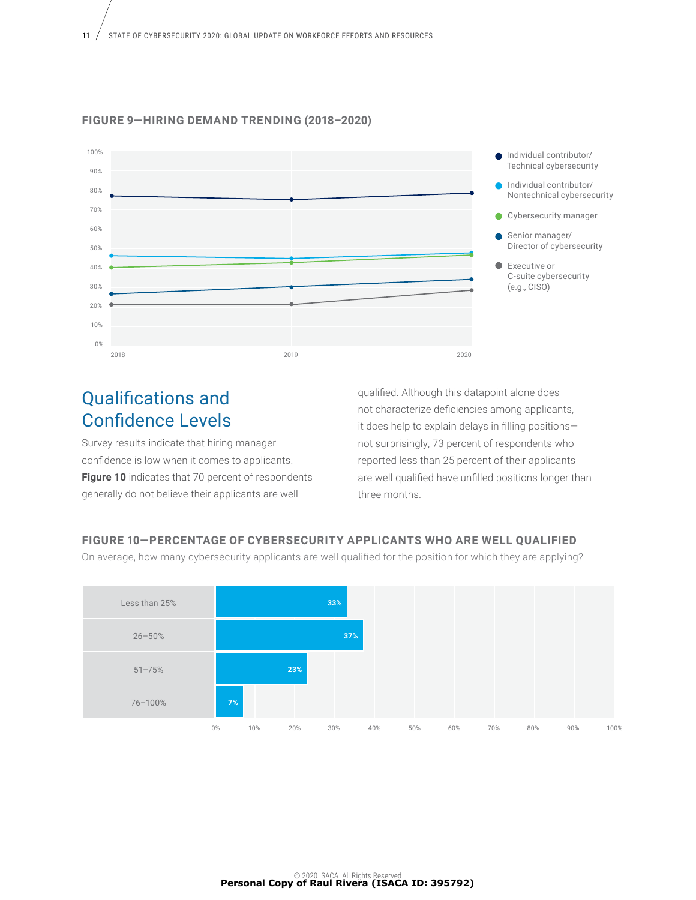**FIGURE 9—HIRING DEMAND TRENDING (2018–2020)**

## Qualifications and Confidence Levels

Survey results indicate that hiring manager confidence is low when it comes to applicants. **Figure 10** indicates that 70 percent of respondents generally do not believe their applicants are well qualified. Although this datapoint alone does not characterize deficiencies among applicants, it does help to explain delays in filling positions—not surprisingly, 73 percent of respondents who reported less than 25 percent of their applicants are well qualified have unfilled positions longer than three months.

**FIGURE 10—PERCENTAGE OF CYBERSECURITY APPLICANTS WHO ARE WELL QUALIFIED**

On average, how many cybersecurity applicants are well qualified for the position for which they are applying?

| Response | Percentage |
| --- | --- |
| Less than 25% | 33% |
| 26–50% | 37% |
| 51–75% | 23% |
| 76–100% | 7% |

© 2020 ISACA. All Rights Reserved.

**Personal Copy of Raul Rivera (ISACA ID: 395792)**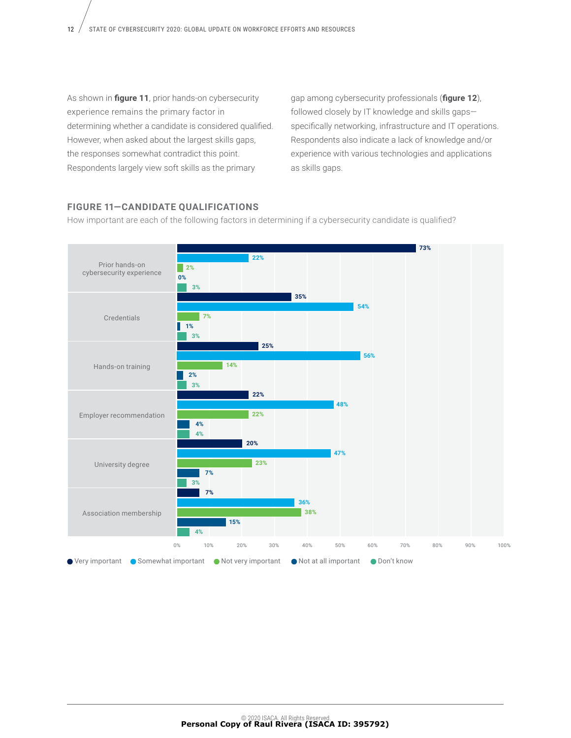As shown in **figure 11**, prior hands-on cybersecurity experience remains the primary factor in determining whether a candidate is considered qualified. However, when asked about the largest skills gaps, the responses somewhat contradict this point. Respondents largely view soft skills as the primary gap among cybersecurity professionals (**figure 12**), followed closely by IT knowledge and skills gaps—specifically networking, infrastructure and IT operations. Respondents also indicate a lack of knowledge and/or experience with various technologies and applications as skills gaps.

### FIGURE 11—CANDIDATE QUALIFICATIONS

How important are each of the following factors in determining if a cybersecurity candidate is qualified?

| Factor | Very important | Somewhat important | Not very important | Not at all important | Don't know |
|---|---|---|---|---|---|
| Prior hands-on cybersecurity experience | 73% | 22% | 2% | 0% | 3% |
| Credentials | 35% | 54% | 7% | 1% | 3% |
| Hands-on training | 25% | 56% | 14% | 2% | 3% |
| Employer recommendation | 22% | 48% | 22% | 4% | 4% |
| University degree | 20% | 47% | 23% | 7% | 3% |
| Association membership | 7% | 36% | 38% | 15% | 4% |

© 2020 ISACA. All Rights Reserved.
**Personal Copy of Raul Rivera (ISACA ID: 395792)**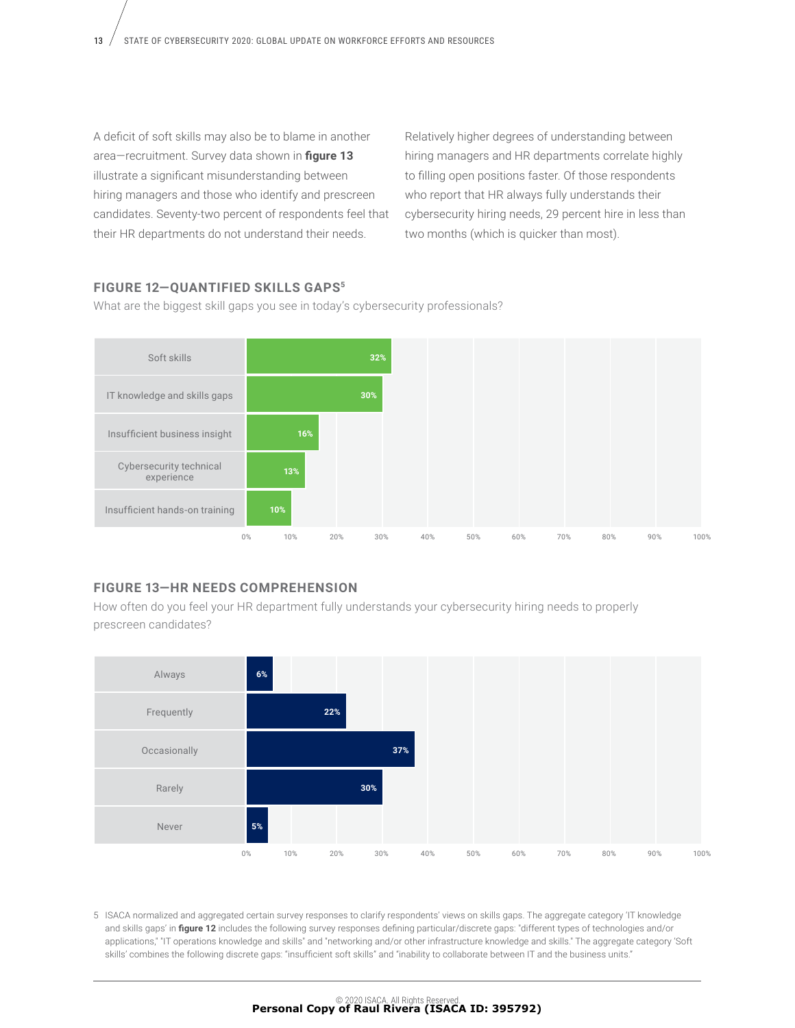A deficit of soft skills may also be to blame in another area—recruitment. Survey data shown in **figure 13** illustrate a significant misunderstanding between hiring managers and those who identify and prescreen candidates. Seventy-two percent of respondents feel that their HR departments do not understand their needs.

Relatively higher degrees of understanding between hiring managers and HR departments correlate highly to filling open positions faster. Of those respondents who report that HR always fully understands their cybersecurity hiring needs, 29 percent hire in less than two months (which is quicker than most).

### FIGURE 12—QUANTIFIED SKILLS GAPS[5]

What are the biggest skill gaps you see in today's cybersecurity professionals?

| Skill Gap | Percentage |
| --- | --- |
| Soft skills | 32% |
| IT knowledge and skills gaps | 30% |
| Insufficient business insight | 16% |
| Cybersecurity technical experience | 13% |
| Insufficient hands-on training | 10% |

### FIGURE 13—HR NEEDS COMPREHENSION

How often do you feel your HR department fully understands your cybersecurity hiring needs to properly prescreen candidates?

| Response | Percentage |
| --- | --- |
| Always | 6% |
| Frequently | 22% |
| Occasionally | 37% |
| Rarely | 30% |
| Never | 5% |

5 ISACA normalized and aggregated certain survey responses to clarify respondents' views on skills gaps. The aggregate category 'IT knowledge and skills gaps' in **figure 12** includes the following survey responses defining particular/discrete gaps: "different types of technologies and/or applications," "IT operations knowledge and skills" and "networking and/or other infrastructure knowledge and skills." The aggregate category 'Soft skills' combines the following discrete gaps: "insufficient soft skills" and "inability to collaborate between IT and the business units."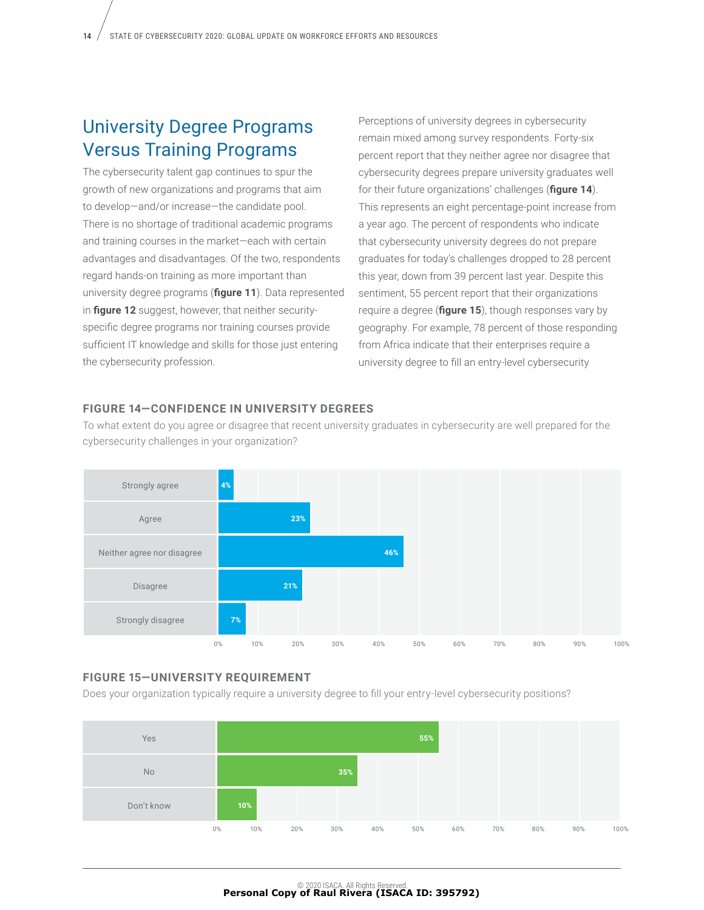## University Degree Programs Versus Training Programs

The cybersecurity talent gap continues to spur the growth of new organizations and programs that aim to develop—and/or increase—the candidate pool. There is no shortage of traditional academic programs and training courses in the market—each with certain advantages and disadvantages. Of the two, respondents regard hands-on training as more important than university degree programs (**figure 11**). Data represented in **figure 12** suggest, however, that neither security-specific degree programs nor training courses provide sufficient IT knowledge and skills for those just entering the cybersecurity profession.

Perceptions of university degrees in cybersecurity remain mixed among survey respondents. Forty-six percent report that they neither agree nor disagree that cybersecurity degrees prepare university graduates well for their future organizations' challenges (**figure 14**). This represents an eight percentage-point increase from a year ago. The percent of respondents who indicate that cybersecurity university degrees do not prepare graduates for today's challenges dropped to 28 percent this year, down from 39 percent last year. Despite this sentiment, 55 percent report that their organizations require a degree (**figure 15**), though responses vary by geography. For example, 78 percent of those responding from Africa indicate that their enterprises require a university degree to fill an entry-level cybersecurity

### FIGURE 14—CONFIDENCE IN UNIVERSITY DEGREES

To what extent do you agree or disagree that recent university graduates in cybersecurity are well prepared for the cybersecurity challenges in your organization?

| Response | Percent |
|---|---|
| Strongly agree | 4% |
| Agree | 23% |
| Neither agree nor disagree | 46% |
| Disagree | 21% |
| Strongly disagree | 7% |

### FIGURE 15—UNIVERSITY REQUIREMENT

Does your organization typically require a university degree to fill your entry-level cybersecurity positions?

| Response | Percent |
|---|---|
| Yes | 55% |
| No | 35% |
| Don't know | 10% |

© 2020 ISACA. All Rights Reserved.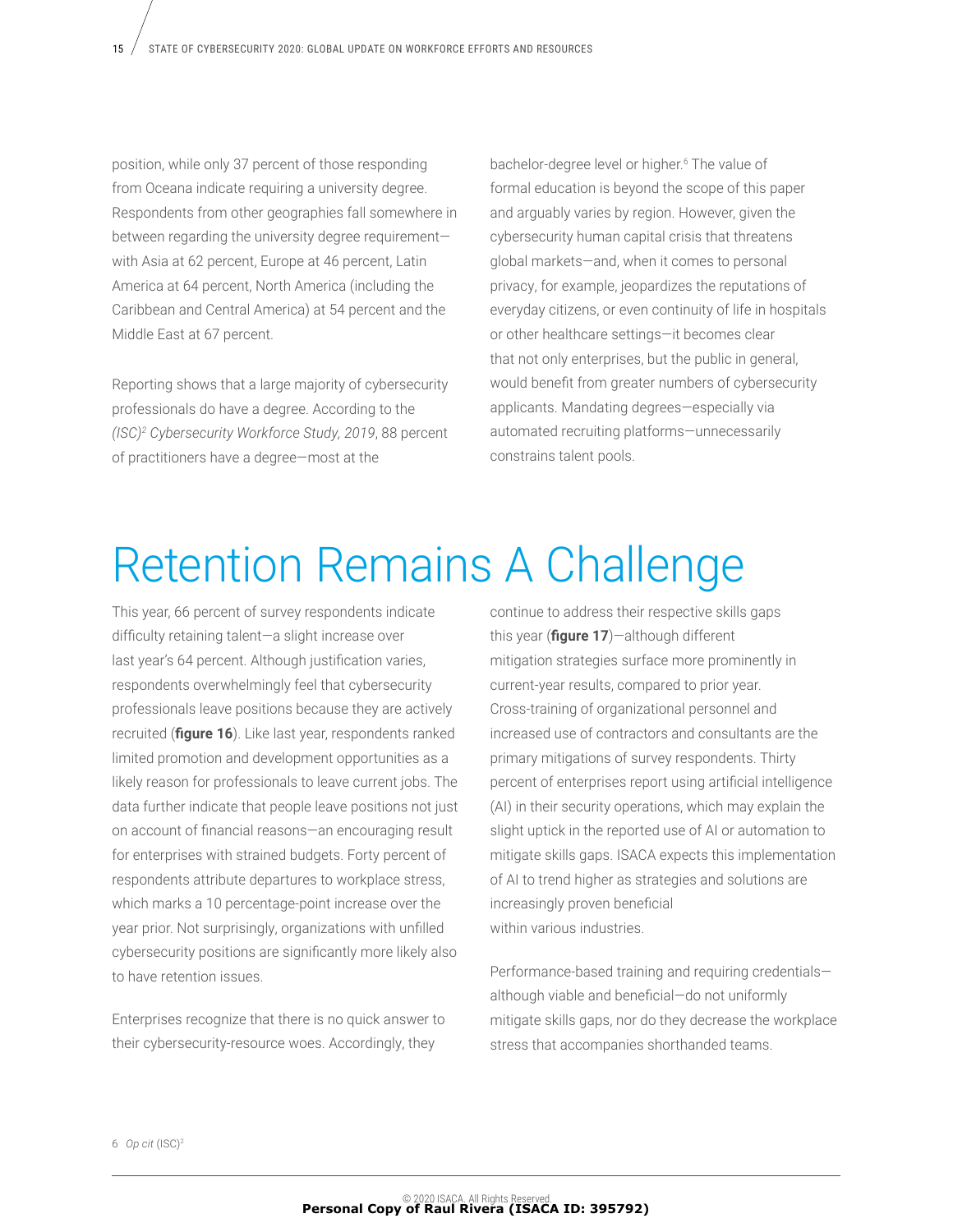position, while only 37 percent of those responding from Oceana indicate requiring a university degree. Respondents from other geographies fall somewhere in between regarding the university degree requirement—with Asia at 62 percent, Europe at 46 percent, Latin America at 64 percent, North America (including the Caribbean and Central America) at 54 percent and the Middle East at 67 percent.

Reporting shows that a large majority of cybersecurity professionals do have a degree. According to the *(ISC)² Cybersecurity Workforce Study, 2019*, 88 percent of practitioners have a degree—most at the bachelor-degree level or higher.[6] The value of formal education is beyond the scope of this paper and arguably varies by region. However, given the cybersecurity human capital crisis that threatens global markets—and, when it comes to personal privacy, for example, jeopardizes the reputations of everyday citizens, or even continuity of life in hospitals or other healthcare settings—it becomes clear that not only enterprises, but the public in general, would benefit from greater numbers of cybersecurity applicants. Mandating degrees—especially via automated recruiting platforms—unnecessarily constrains talent pools.

# Retention Remains A Challenge

This year, 66 percent of survey respondents indicate difficulty retaining talent—a slight increase over last year's 64 percent. Although justification varies, respondents overwhelmingly feel that cybersecurity professionals leave positions because they are actively recruited (**figure 16**). Like last year, respondents ranked limited promotion and development opportunities as a likely reason for professionals to leave current jobs. The data further indicate that people leave positions not just on account of financial reasons—an encouraging result for enterprises with strained budgets. Forty percent of respondents attribute departures to workplace stress, which marks a 10 percentage-point increase over the year prior. Not surprisingly, organizations with unfilled cybersecurity positions are significantly more likely also to have retention issues.

Enterprises recognize that there is no quick answer to their cybersecurity-resource woes. Accordingly, they continue to address their respective skills gaps this year (**figure 17**)—although different mitigation strategies surface more prominently in current-year results, compared to prior year. Cross-training of organizational personnel and increased use of contractors and consultants are the primary mitigations of survey respondents. Thirty percent of enterprises report using artificial intelligence (AI) in their security operations, which may explain the slight uptick in the reported use of AI or automation to mitigate skills gaps. ISACA expects this implementation of AI to trend higher as strategies and solutions are increasingly proven beneficial within various industries.

Performance-based training and requiring credentials—although viable and beneficial—do not uniformly mitigate skills gaps, nor do they decrease the workplace stress that accompanies shorthanded teams.

6 *Op cit* (ISC)²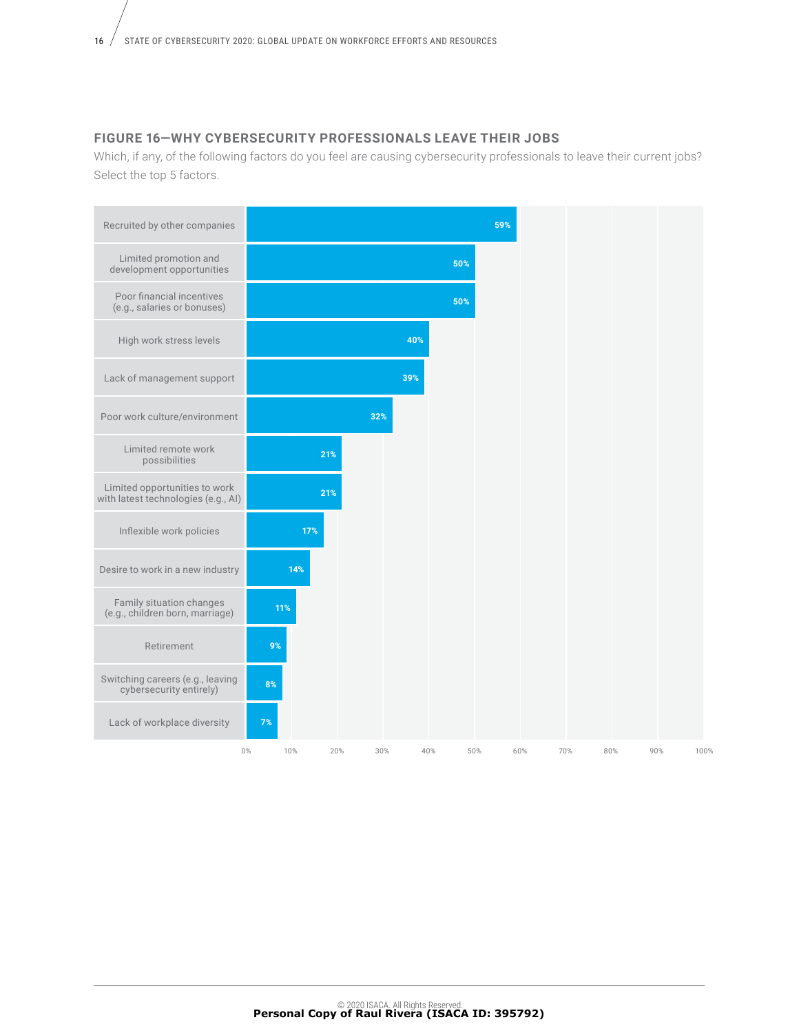### FIGURE 16—WHY CYBERSECURITY PROFESSIONALS LEAVE THEIR JOBS

Which, if any, of the following factors do you feel are causing cybersecurity professionals to leave their current jobs? Select the top 5 factors.

| Factor | Percentage |
| --- | --- |
| Recruited by other companies | 59% |
| Limited promotion and development opportunities | 50% |
| Poor financial incentives (e.g., salaries or bonuses) | 50% |
| High work stress levels | 40% |
| Lack of management support | 39% |
| Poor work culture/environment | 32% |
| Limited remote work possibilities | 21% |
| Limited opportunities to work with latest technologies (e.g., AI) | 21% |
| Inflexible work policies | 17% |
| Desire to work in a new industry | 14% |
| Family situation changes (e.g., children born, marriage) | 11% |
| Retirement | 9% |
| Switching careers (e.g., leaving cybersecurity entirely) | 8% |
| Lack of workplace diversity | 7% |

© 2020 ISACA. All Rights Reserved.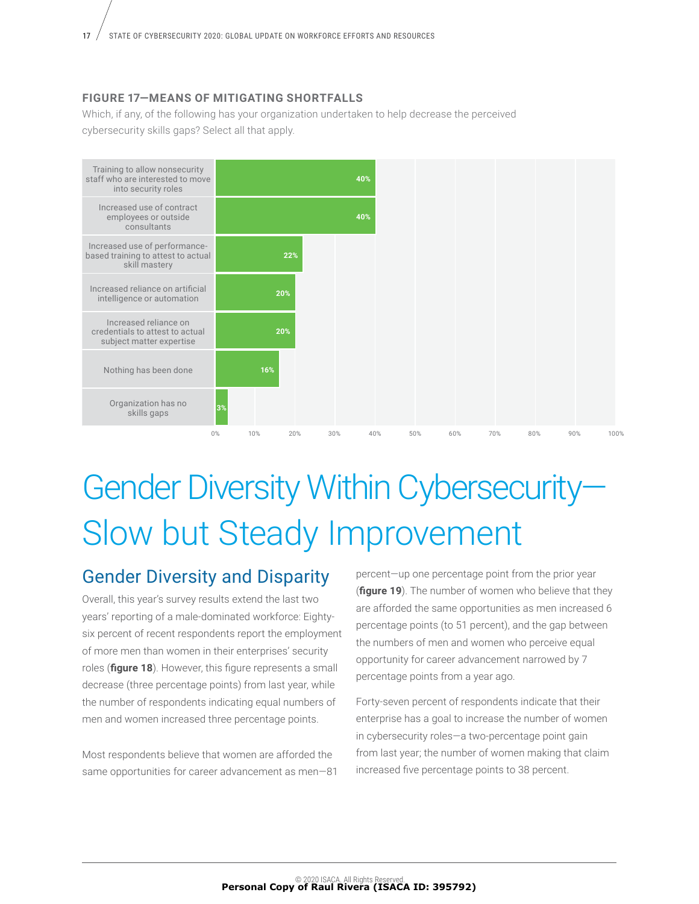**FIGURE 17—MEANS OF MITIGATING SHORTFALLS**

Which, if any, of the following has your organization undertaken to help decrease the perceived cybersecurity skills gaps? Select all that apply.

| Response | Percentage |
|---|---|
| Training to allow nonsecurity staff who are interested to move into security roles | 40% |
| Increased use of contract employees or outside consultants | 40% |
| Increased use of performance-based training to attest to actual skill mastery | 22% |
| Increased reliance on artificial intelligence or automation | 20% |
| Increased reliance on credentials to attest to actual subject matter expertise | 20% |
| Nothing has been done | 16% |
| Organization has no skills gaps | 3% |

# Gender Diversity Within Cybersecurity—Slow but Steady Improvement

## Gender Diversity and Disparity

Overall, this year's survey results extend the last two years' reporting of a male-dominated workforce: Eighty-six percent of recent respondents report the employment of more men than women in their enterprises' security roles (**figure 18**). However, this figure represents a small decrease (three percentage points) from last year, while the number of respondents indicating equal numbers of men and women increased three percentage points.

Most respondents believe that women are afforded the same opportunities for career advancement as men—81 percent—up one percentage point from the prior year (**figure 19**). The number of women who believe that they are afforded the same opportunities as men increased 6 percentage points (to 51 percent), and the gap between the numbers of men and women who perceive equal opportunity for career advancement narrowed by 7 percentage points from a year ago.

Forty-seven percent of respondents indicate that their enterprise has a goal to increase the number of women in cybersecurity roles—a two-percentage point gain from last year; the number of women making that claim increased five percentage points to 38 percent.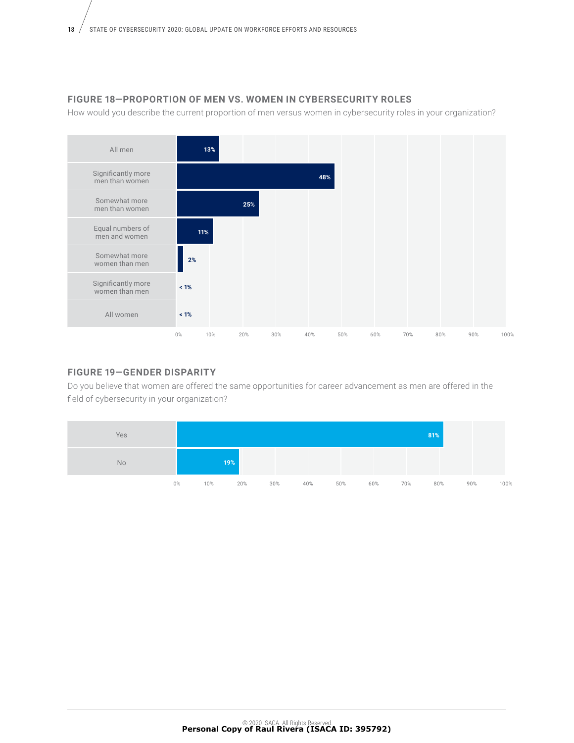### FIGURE 18—PROPORTION OF MEN VS. WOMEN IN CYBERSECURITY ROLES

How would you describe the current proportion of men versus women in cybersecurity roles in your organization?

| Response | Percentage |
| --- | --- |
| All men | 13% |
| Significantly more men than women | 48% |
| Somewhat more men than women | 25% |
| Equal numbers of men and women | 11% |
| Somewhat more women than men | 2% |
| Significantly more women than men | < 1% |
| All women | < 1% |

### FIGURE 19—GENDER DISPARITY

Do you believe that women are offered the same opportunities for career advancement as men are offered in the field of cybersecurity in your organization?

| Response | Percentage |
| --- | --- |
| Yes | 81% |
| No | 19% |

© 2020 ISACA. All Rights Reserved.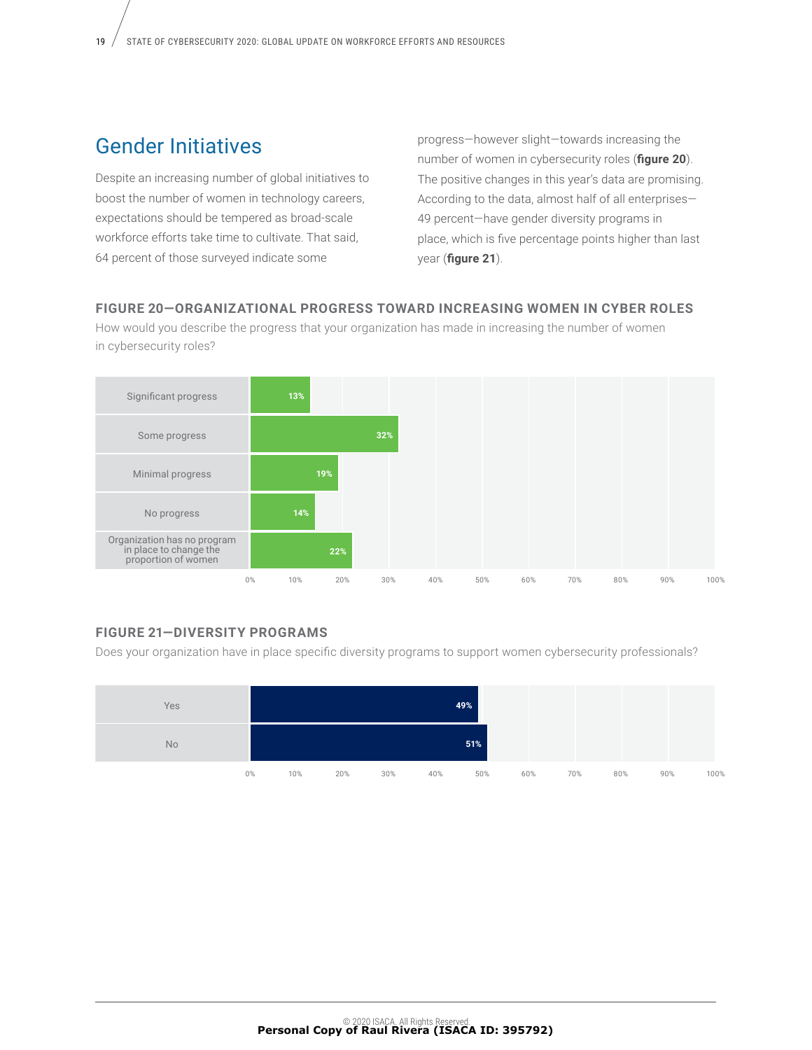## Gender Initiatives

Despite an increasing number of global initiatives to boost the number of women in technology careers, expectations should be tempered as broad-scale workforce efforts take time to cultivate. That said, 64 percent of those surveyed indicate some progress—however slight—towards increasing the number of women in cybersecurity roles (**figure 20**). The positive changes in this year's data are promising. According to the data, almost half of all enterprises—49 percent—have gender diversity programs in place, which is five percentage points higher than last year (**figure 21**).

### FIGURE 20—ORGANIZATIONAL PROGRESS TOWARD INCREASING WOMEN IN CYBER ROLES

How would you describe the progress that your organization has made in increasing the number of women in cybersecurity roles?

| Response | Percentage |
| --- | --- |
| Significant progress | 13% |
| Some progress | 32% |
| Minimal progress | 19% |
| No progress | 14% |
| Organization has no program in place to change the proportion of women | 22% |

### FIGURE 21—DIVERSITY PROGRAMS

Does your organization have in place specific diversity programs to support women cybersecurity professionals?

| Response | Percentage |
| --- | --- |
| Yes | 49% |
| No | 51% |

© 2020 ISACA. All Rights Reserved.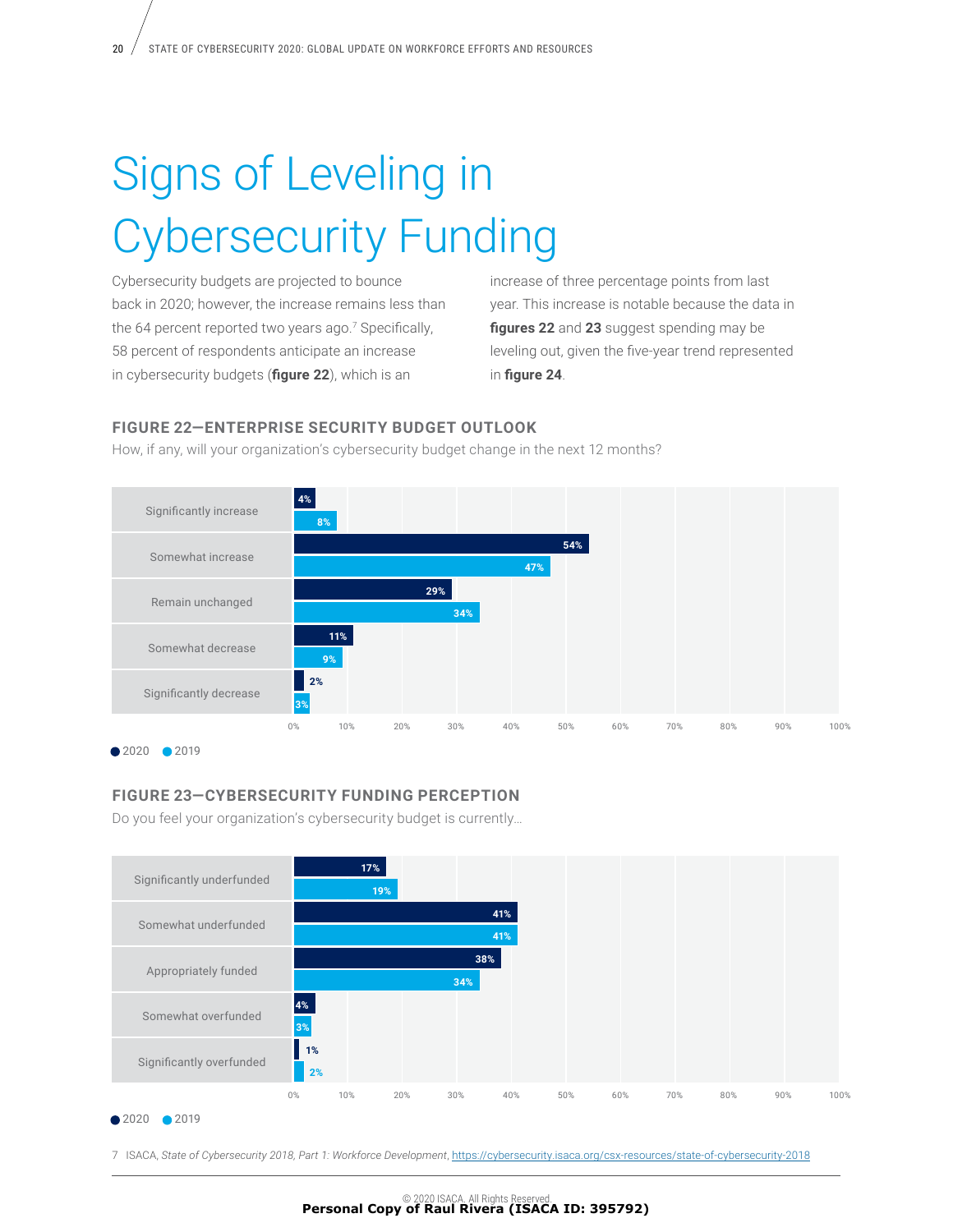# Signs of Leveling in Cybersecurity Funding

Cybersecurity budgets are projected to bounce back in 2020; however, the increase remains less than the 64 percent reported two years ago.[7] Specifically, 58 percent of respondents anticipate an increase in cybersecurity budgets (**figure 22**), which is an increase of three percentage points from last year. This increase is notable because the data in **figures 22** and **23** suggest spending may be leveling out, given the five-year trend represented in **figure 24**.

### FIGURE 22—ENTERPRISE SECURITY BUDGET OUTLOOK

How, if any, will your organization's cybersecurity budget change in the next 12 months?

| | 2020 | 2019 |
|---|---|---|
| Significantly increase | 4% | 8% |
| Somewhat increase | 54% | 47% |
| Remain unchanged | 29% | 34% |
| Somewhat decrease | 11% | 9% |
| Significantly decrease | 2% | 3% |

### FIGURE 23—CYBERSECURITY FUNDING PERCEPTION

Do you feel your organization's cybersecurity budget is currently…

| | 2020 | 2019 |
|---|---|---|
| Significantly underfunded | 17% | 19% |
| Somewhat underfunded | 41% | 41% |
| Appropriately funded | 38% | 34% |
| Somewhat overfunded | 4% | 3% |
| Significantly overfunded | 1% | 2% |

7 ISACA, *State of Cybersecurity 2018, Part 1: Workforce Development*, https://cybersecurity.isaca.org/csx-resources/state-of-cybersecurity-2018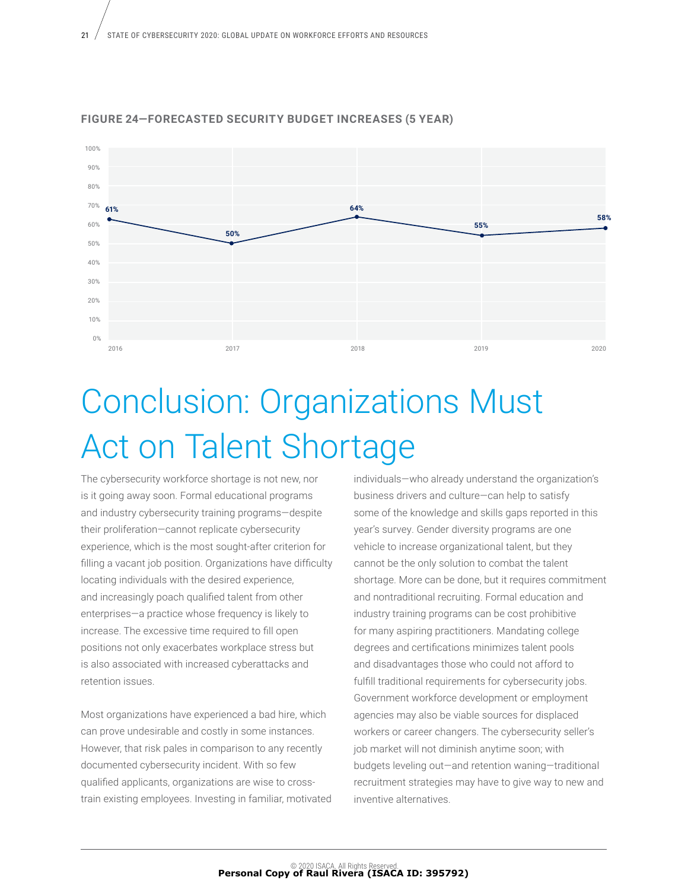**FIGURE 24—FORECASTED SECURITY BUDGET INCREASES (5 YEAR)**

| Year | Percentage |
| --- | --- |
| 2016 | 61% |
| 2017 | 50% |
| 2018 | 64% |
| 2019 | 55% |
| 2020 | 58% |

# Conclusion: Organizations Must Act on Talent Shortage

The cybersecurity workforce shortage is not new, nor is it going away soon. Formal educational programs and industry cybersecurity training programs—despite their proliferation—cannot replicate cybersecurity experience, which is the most sought-after criterion for filling a vacant job position. Organizations have difficulty locating individuals with the desired experience, and increasingly poach qualified talent from other enterprises—a practice whose frequency is likely to increase. The excessive time required to fill open positions not only exacerbates workplace stress but is also associated with increased cyberattacks and retention issues.

Most organizations have experienced a bad hire, which can prove undesirable and costly in some instances. However, that risk pales in comparison to any recently documented cybersecurity incident. With so few qualified applicants, organizations are wise to cross-train existing employees. Investing in familiar, motivated individuals—who already understand the organization's business drivers and culture—can help to satisfy some of the knowledge and skills gaps reported in this year's survey. Gender diversity programs are one vehicle to increase organizational talent, but they cannot be the only solution to combat the talent shortage. More can be done, but it requires commitment and nontraditional recruiting. Formal education and industry training programs can be cost prohibitive for many aspiring practitioners. Mandating college degrees and certifications minimizes talent pools and disadvantages those who could not afford to fulfill traditional requirements for cybersecurity jobs. Government workforce development or employment agencies may also be viable sources for displaced workers or career changers. The cybersecurity seller's job market will not diminish anytime soon; with budgets leveling out—and retention waning—traditional recruitment strategies may have to give way to new and inventive alternatives.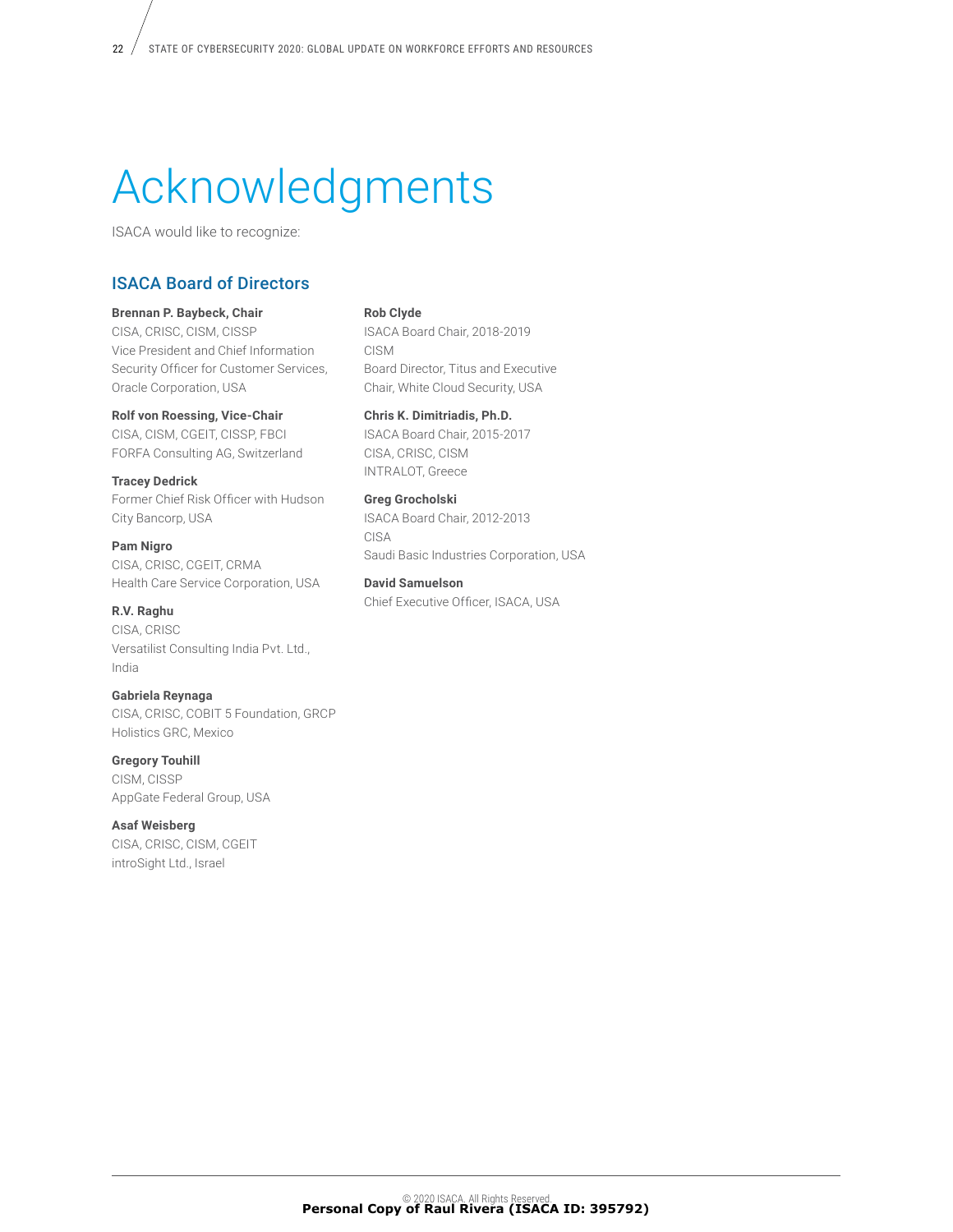# Acknowledgments

ISACA would like to recognize:

## ISACA Board of Directors

**Brennan P. Baybeck, Chair**
CISA, CRISC, CISM, CISSP
Vice President and Chief Information Security Officer for Customer Services, Oracle Corporation, USA

**Rolf von Roessing, Vice-Chair**
CISA, CISM, CGEIT, CISSP, FBCI
FORFA Consulting AG, Switzerland

**Tracey Dedrick**
Former Chief Risk Officer with Hudson City Bancorp, USA

**Pam Nigro**
CISA, CRISC, CGEIT, CRMA
Health Care Service Corporation, USA

**R.V. Raghu**
CISA, CRISC
Versatilist Consulting India Pvt. Ltd., India

**Gabriela Reynaga**
CISA, CRISC, COBIT 5 Foundation, GRCP
Holistics GRC, Mexico

**Gregory Touhill**
CISM, CISSP
AppGate Federal Group, USA

**Asaf Weisberg**
CISA, CRISC, CISM, CGEIT
introSight Ltd., Israel

**Rob Clyde**
ISACA Board Chair, 2018-2019
CISM
Board Director, Titus and Executive Chair, White Cloud Security, USA

**Chris K. Dimitriadis, Ph.D.**
ISACA Board Chair, 2015-2017
CISA, CRISC, CISM
INTRALOT, Greece

**Greg Grocholski**
ISACA Board Chair, 2012-2013
CISA
Saudi Basic Industries Corporation, USA

**David Samuelson**
Chief Executive Officer, ISACA, USA

© 2020 ISACA. All Rights Reserved.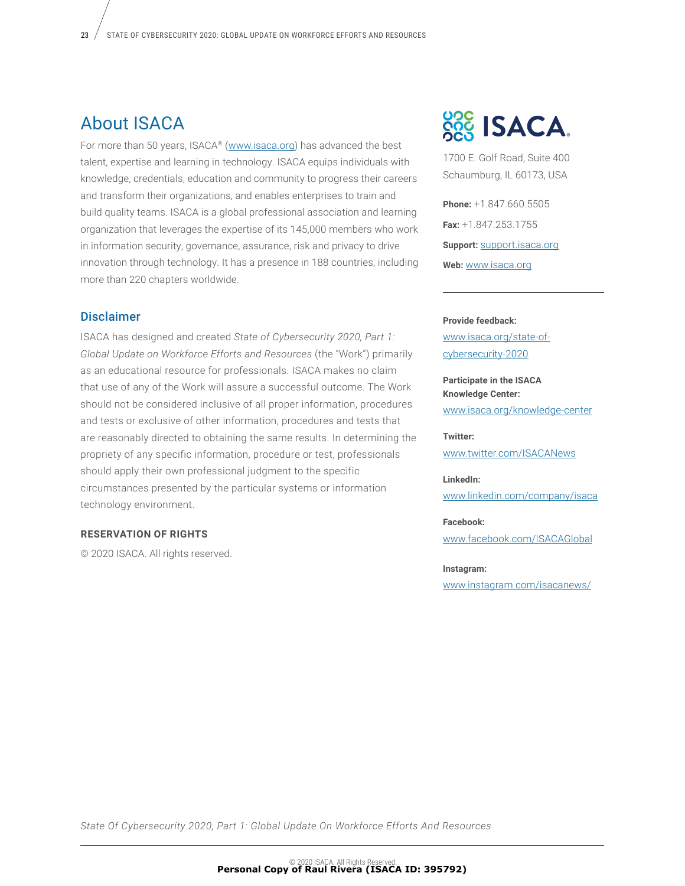# About ISACA

For more than 50 years, ISACA® (www.isaca.org) has advanced the best talent, expertise and learning in technology. ISACA equips individuals with knowledge, credentials, education and community to progress their careers and transform their organizations, and enables enterprises to train and build quality teams. ISACA is a global professional association and learning organization that leverages the expertise of its 145,000 members who work in information security, governance, assurance, risk and privacy to drive innovation through technology. It has a presence in 188 countries, including more than 220 chapters worldwide.

## Disclaimer

ISACA has designed and created *State of Cybersecurity 2020, Part 1: Global Update on Workforce Efforts and Resources* (the "Work") primarily as an educational resource for professionals. ISACA makes no claim that use of any of the Work will assure a successful outcome. The Work should not be considered inclusive of all proper information, procedures and tests or exclusive of other information, procedures and tests that are reasonably directed to obtaining the same results. In determining the propriety of any specific information, procedure or test, professionals should apply their own professional judgment to the specific circumstances presented by the particular systems or information technology environment.

### RESERVATION OF RIGHTS

© 2020 ISACA. All rights reserved.

ISACA

1700 E. Golf Road, Suite 400
Schaumburg, IL 60173, USA

**Phone:** +1.847.660.5505

**Fax:** +1.847.253.1755

**Support:** support.isaca.org

**Web:** www.isaca.org

---

**Provide feedback:**
www.isaca.org/state-of-cybersecurity-2020

**Participate in the ISACA Knowledge Center:**
www.isaca.org/knowledge-center

**Twitter:**
www.twitter.com/ISACANews

**LinkedIn:**
www.linkedin.com/company/isaca

**Facebook:**
www.facebook.com/ISACAGlobal

**Instagram:**
www.instagram.com/isacanews/